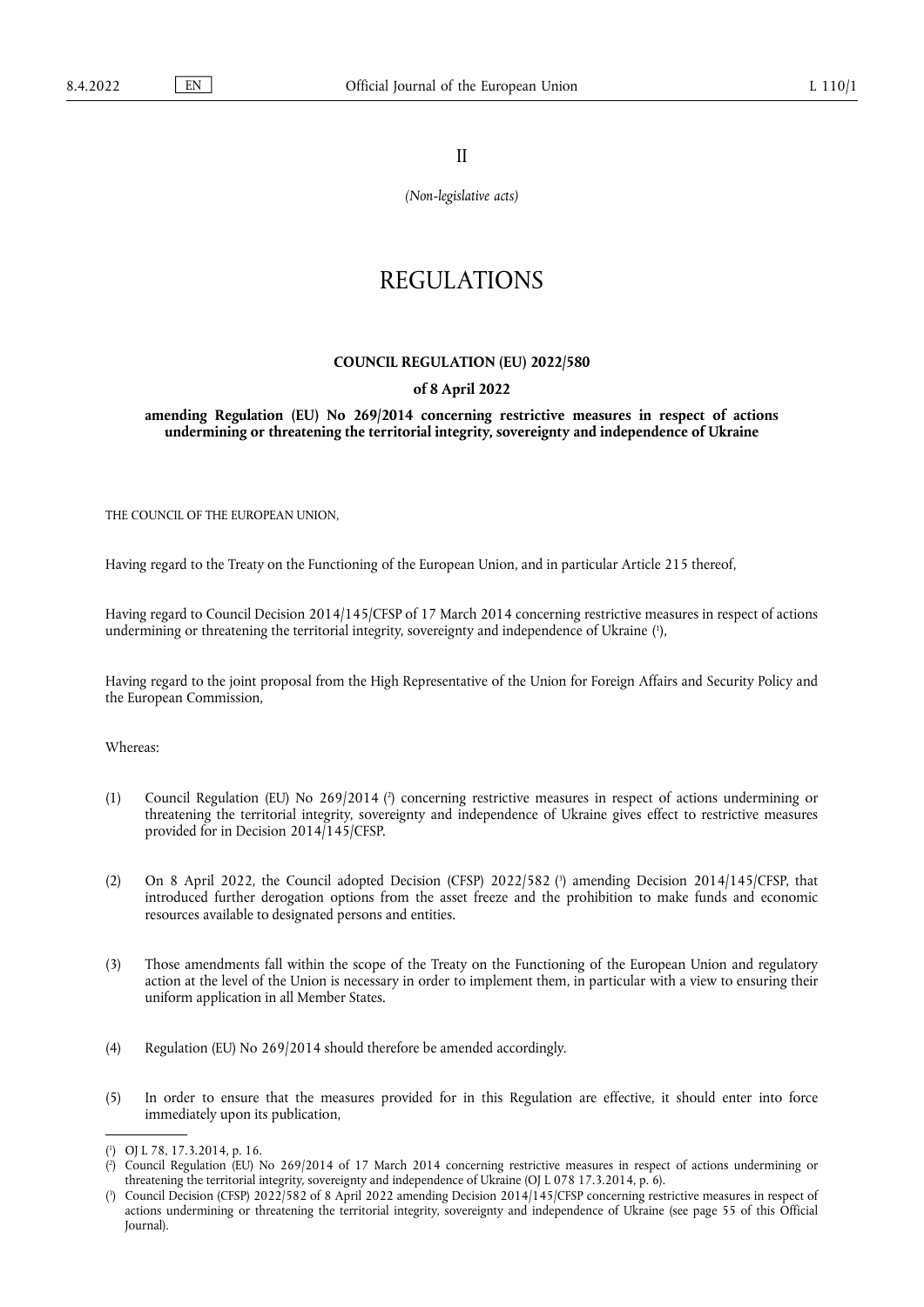II

*(Non-legislative acts)*

# REGULATIONS

## COUNCIL REGULATION (EU) 2022/580

### of 8 April 2022

### amending Regulation (EU) No 269/2014 concerning restrictive measures in respect of actions undermining or threatening the territorial integrity, sovereignty and independence of Ukraine

THE COUNCIL OF THE EUROPEAN UNION,

Having regard to the Treaty on the Functioning of the European Union, and in particular Article 215 thereof,

Having regard to Council Decision 2014/145/CFSP of 17 March 2014 concerning restrictive measures in respect of actions undermining or threatening the territorial integrity, sovereignty and independence of Ukraine [1],

Having regard to the joint proposal from the High Representative of the Union for Foreign Affairs and Security Policy and the European Commission,

Whereas:

(1) Council Regulation (EU) No 269/2014 [2] concerning restrictive measures in respect of actions undermining or threatening the territorial integrity, sovereignty and independence of Ukraine gives effect to restrictive measures provided for in Decision 2014/145/CFSP.

(2) On 8 April 2022, the Council adopted Decision (CFSP) 2022/582 [3] amending Decision 2014/145/CFSP, that introduced further derogation options from the asset freeze and the prohibition to make funds and economic resources available to designated persons and entities.

(3) Those amendments fall within the scope of the Treaty on the Functioning of the European Union and regulatory action at the level of the Union is necessary in order to implement them, in particular with a view to ensuring their uniform application in all Member States.

(4) Regulation (EU) No 269/2014 should therefore be amended accordingly.

(5) In order to ensure that the measures provided for in this Regulation are effective, it should enter into force immediately upon its publication,

---

[1] OJ L 78, 17.3.2014, p. 16.

[2] Council Regulation (EU) No 269/2014 of 17 March 2014 concerning restrictive measures in respect of actions undermining or threatening the territorial integrity, sovereignty and independence of Ukraine (OJ L 078 17.3.2014, p. 6).

[3] Council Decision (CFSP) 2022/582 of 8 April 2022 amending Decision 2014/145/CFSP concerning restrictive measures in respect of actions undermining or threatening the territorial integrity, sovereignty and independence of Ukraine (see page 55 of this Official Journal).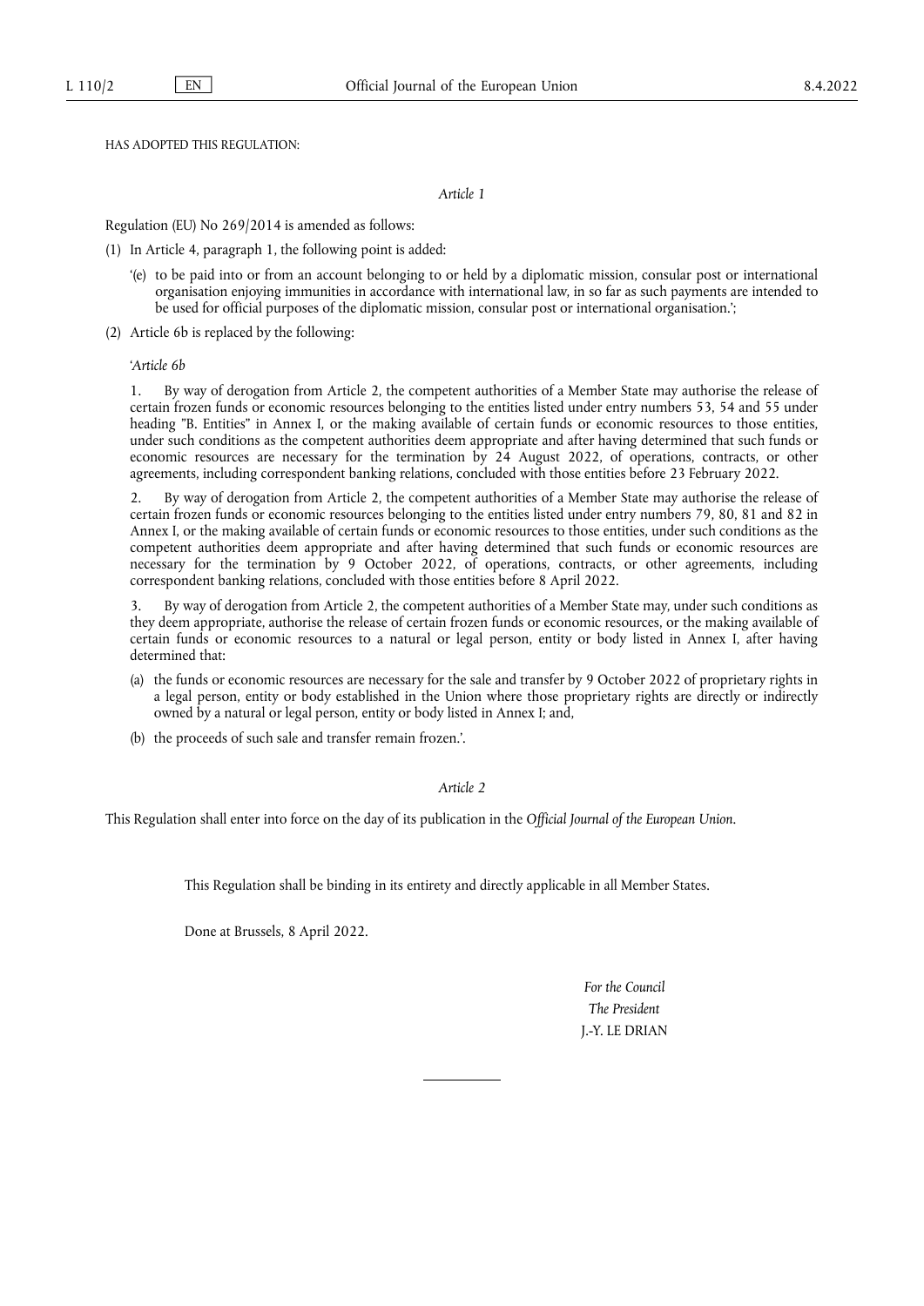HAS ADOPTED THIS REGULATION:

*Article 1*

Regulation (EU) No 269/2014 is amended as follows:

(1) In Article 4, paragraph 1, the following point is added:

‘(e) to be paid into or from an account belonging to or held by a diplomatic mission, consular post or international organisation enjoying immunities in accordance with international law, in so far as such payments are intended to be used for official purposes of the diplomatic mission, consular post or international organisation.’;

(2) Article 6b is replaced by the following:

‘*Article 6b*

1. By way of derogation from Article 2, the competent authorities of a Member State may authorise the release of certain frozen funds or economic resources belonging to the entities listed under entry numbers 53, 54 and 55 under heading "B. Entities" in Annex I, or the making available of certain funds or economic resources to those entities, under such conditions as the competent authorities deem appropriate and after having determined that such funds or economic resources are necessary for the termination by 24 August 2022, of operations, contracts, or other agreements, including correspondent banking relations, concluded with those entities before 23 February 2022.

2. By way of derogation from Article 2, the competent authorities of a Member State may authorise the release of certain frozen funds or economic resources belonging to the entities listed under entry numbers 79, 80, 81 and 82 in Annex I, or the making available of certain funds or economic resources to those entities, under such conditions as the competent authorities deem appropriate and after having determined that such funds or economic resources are necessary for the termination by 9 October 2022, of operations, contracts, or other agreements, including correspondent banking relations, concluded with those entities before 8 April 2022.

3. By way of derogation from Article 2, the competent authorities of a Member State may, under such conditions as they deem appropriate, authorise the release of certain frozen funds or economic resources, or the making available of certain funds or economic resources to a natural or legal person, entity or body listed in Annex I, after having determined that:

(a) the funds or economic resources are necessary for the sale and transfer by 9 October 2022 of proprietary rights in a legal person, entity or body established in the Union where those proprietary rights are directly or indirectly owned by a natural or legal person, entity or body listed in Annex I; and,

(b) the proceeds of such sale and transfer remain frozen.’.

*Article 2*

This Regulation shall enter into force on the day of its publication in the *Official Journal of the European Union*.

This Regulation shall be binding in its entirety and directly applicable in all Member States.

Done at Brussels, 8 April 2022.

*For the Council*

*The President*

J.-Y. LE DRIAN